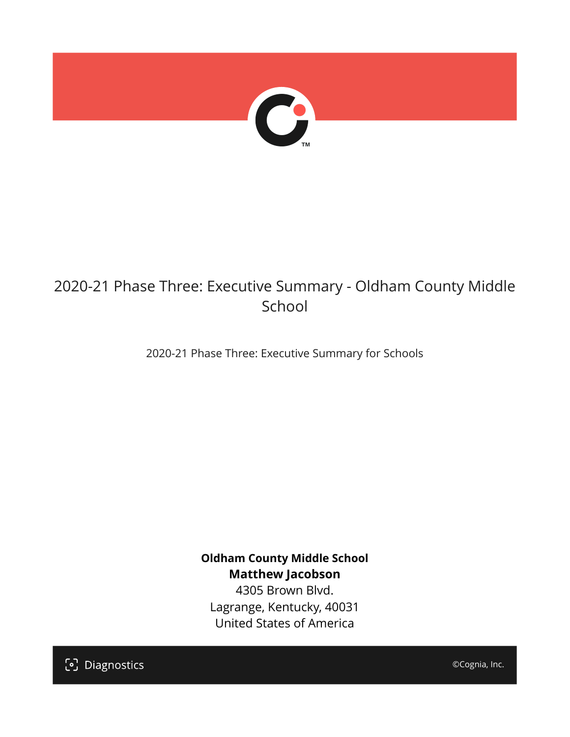# 2020-21 Phase Three: Executive Summary - Oldham County Middle School

2020-21 Phase Three: Executive Summary for Schools

**Oldham County Middle School**
**Matthew Jacobson**
4305 Brown Blvd.
Lagrange, Kentucky, 40031
United States of America

Diagnostics

©Cognia, Inc.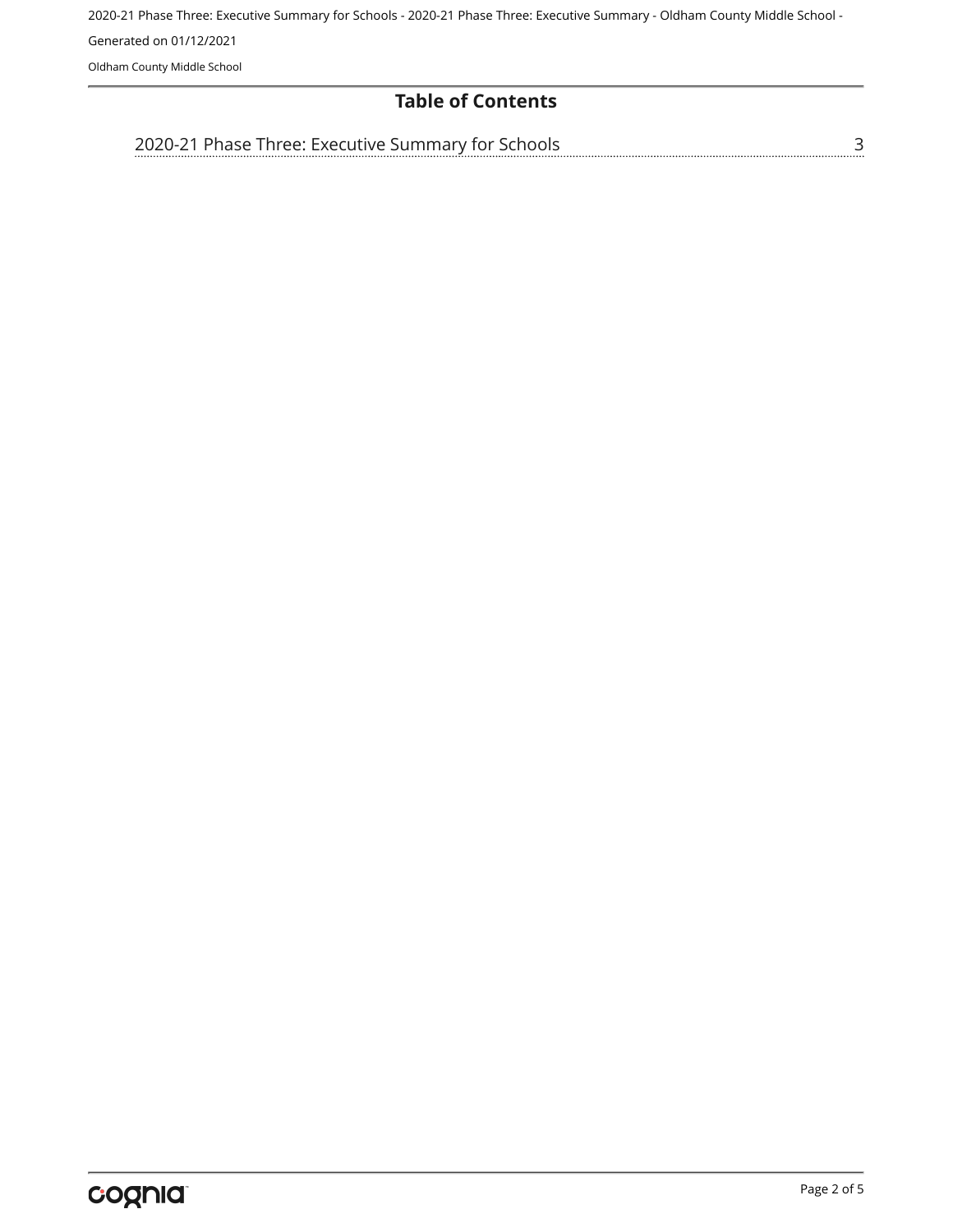## Table of Contents

2020-21 Phase Three: Executive Summary for Schools ........ 3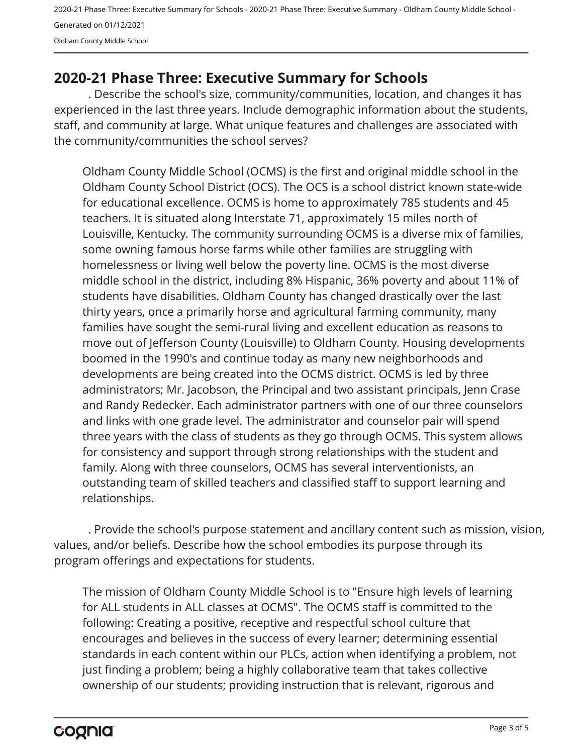## 2020-21 Phase Three: Executive Summary for Schools

. Describe the school's size, community/communities, location, and changes it has experienced in the last three years. Include demographic information about the students, staff, and community at large. What unique features and challenges are associated with the community/communities the school serves?

Oldham County Middle School (OCMS) is the first and original middle school in the Oldham County School District (OCS). The OCS is a school district known state-wide for educational excellence. OCMS is home to approximately 785 students and 45 teachers. It is situated along Interstate 71, approximately 15 miles north of Louisville, Kentucky. The community surrounding OCMS is a diverse mix of families, some owning famous horse farms while other families are struggling with homelessness or living well below the poverty line. OCMS is the most diverse middle school in the district, including 8% Hispanic, 36% poverty and about 11% of students have disabilities. Oldham County has changed drastically over the last thirty years, once a primarily horse and agricultural farming community, many families have sought the semi-rural living and excellent education as reasons to move out of Jefferson County (Louisville) to Oldham County. Housing developments boomed in the 1990's and continue today as many new neighborhoods and developments are being created into the OCMS district. OCMS is led by three administrators; Mr. Jacobson, the Principal and two assistant principals, Jenn Crase and Randy Redecker. Each administrator partners with one of our three counselors and links with one grade level. The administrator and counselor pair will spend three years with the class of students as they go through OCMS. This system allows for consistency and support through strong relationships with the student and family. Along with three counselors, OCMS has several interventionists, an outstanding team of skilled teachers and classified staff to support learning and relationships.

. Provide the school's purpose statement and ancillary content such as mission, vision, values, and/or beliefs. Describe how the school embodies its purpose through its program offerings and expectations for students.

The mission of Oldham County Middle School is to "Ensure high levels of learning for ALL students in ALL classes at OCMS". The OCMS staff is committed to the following: Creating a positive, receptive and respectful school culture that encourages and believes in the success of every learner; determining essential standards in each content within our PLCs, action when identifying a problem, not just finding a problem; being a highly collaborative team that takes collective ownership of our students; providing instruction that is relevant, rigorous and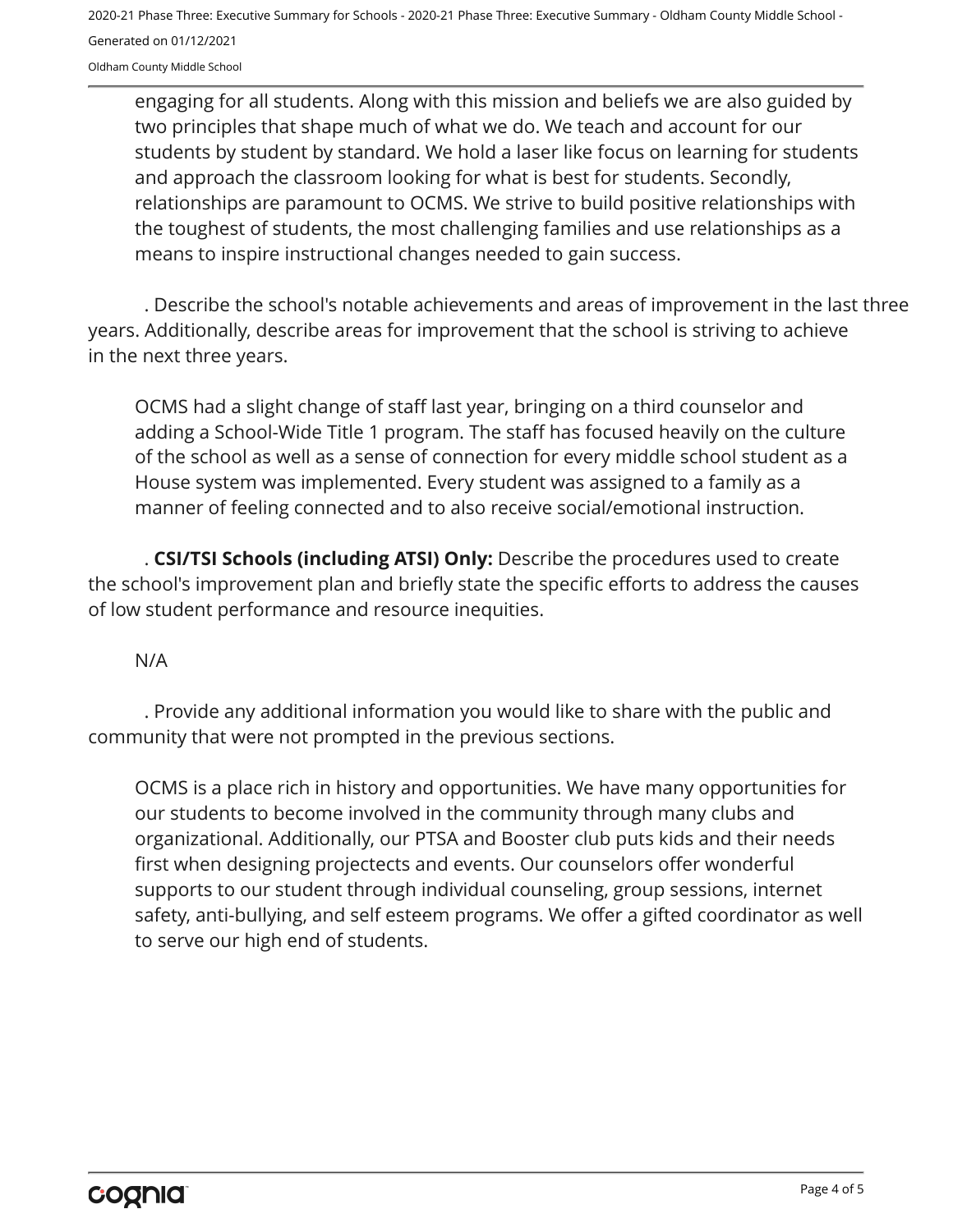engaging for all students. Along with this mission and beliefs we are also guided by two principles that shape much of what we do. We teach and account for our students by student by standard. We hold a laser like focus on learning for students and approach the classroom looking for what is best for students. Secondly, relationships are paramount to OCMS. We strive to build positive relationships with the toughest of students, the most challenging families and use relationships as a means to inspire instructional changes needed to gain success.

. Describe the school's notable achievements and areas of improvement in the last three years. Additionally, describe areas for improvement that the school is striving to achieve in the next three years.

OCMS had a slight change of staff last year, bringing on a third counselor and adding a School-Wide Title 1 program. The staff has focused heavily on the culture of the school as well as a sense of connection for every middle school student as a House system was implemented. Every student was assigned to a family as a manner of feeling connected and to also receive social/emotional instruction.

. **CSI/TSI Schools (including ATSI) Only:** Describe the procedures used to create the school's improvement plan and briefly state the specific efforts to address the causes of low student performance and resource inequities.

N/A

. Provide any additional information you would like to share with the public and community that were not prompted in the previous sections.

OCMS is a place rich in history and opportunities. We have many opportunities for our students to become involved in the community through many clubs and organizational. Additionally, our PTSA and Booster club puts kids and their needs first when designing projectects and events. Our counselors offer wonderful supports to our student through individual counseling, group sessions, internet safety, anti-bullying, and self esteem programs. We offer a gifted coordinator as well to serve our high end of students.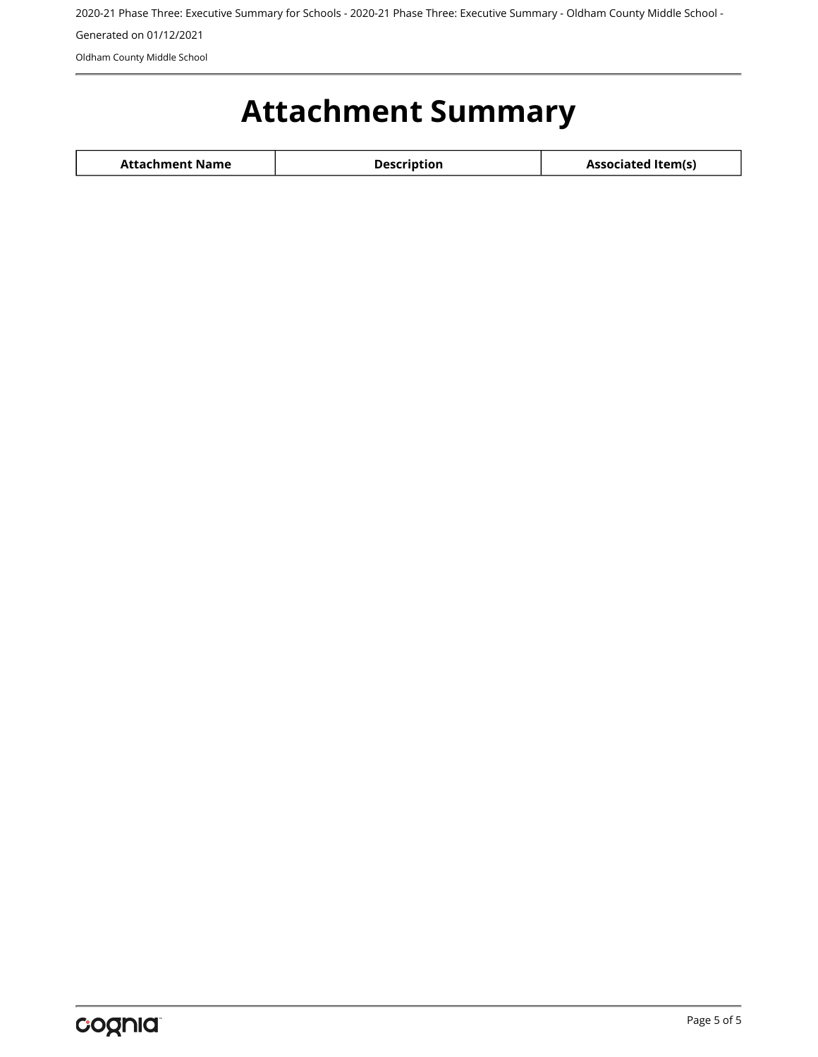# Attachment Summary

| Attachment Name | Description | Associated Item(s) |
| --- | --- | --- |